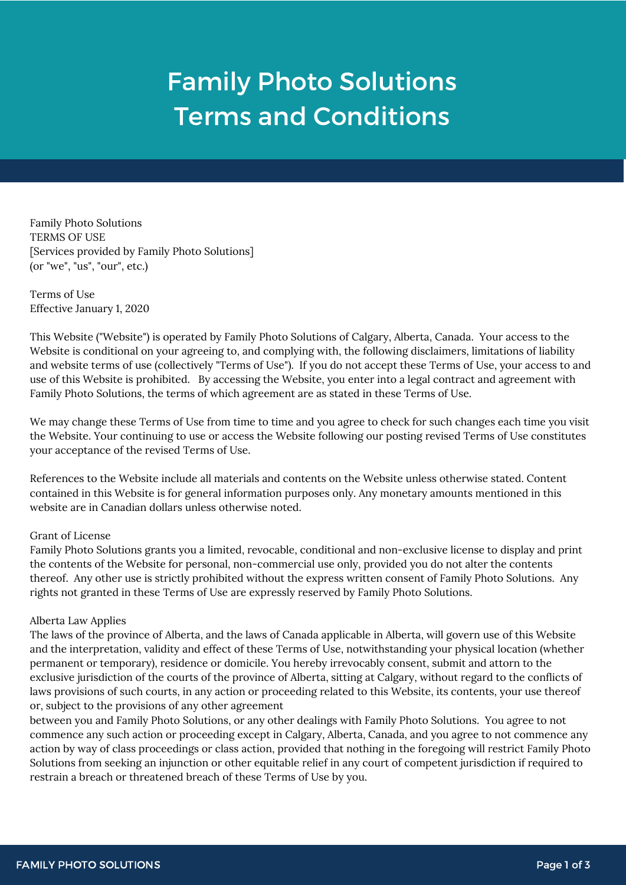# Family Photo Solutions Terms and Conditions

Family Photo Solutions
TERMS OF USE
[Services provided by Family Photo Solutions]
(or "we", "us", "our", etc.)

Terms of Use
Effective January 1, 2020

This Website ("Website") is operated by Family Photo Solutions of Calgary, Alberta, Canada. Your access to the Website is conditional on your agreeing to, and complying with, the following disclaimers, limitations of liability and website terms of use (collectively "Terms of Use"). If you do not accept these Terms of Use, your access to and use of this Website is prohibited. By accessing the Website, you enter into a legal contract and agreement with Family Photo Solutions, the terms of which agreement are as stated in these Terms of Use.

We may change these Terms of Use from time to time and you agree to check for such changes each time you visit the Website. Your continuing to use or access the Website following our posting revised Terms of Use constitutes your acceptance of the revised Terms of Use.

References to the Website include all materials and contents on the Website unless otherwise stated. Content contained in this Website is for general information purposes only. Any monetary amounts mentioned in this website are in Canadian dollars unless otherwise noted.

Grant of License
Family Photo Solutions grants you a limited, revocable, conditional and non-exclusive license to display and print the contents of the Website for personal, non-commercial use only, provided you do not alter the contents thereof. Any other use is strictly prohibited without the express written consent of Family Photo Solutions. Any rights not granted in these Terms of Use are expressly reserved by Family Photo Solutions.

Alberta Law Applies
The laws of the province of Alberta, and the laws of Canada applicable in Alberta, will govern use of this Website and the interpretation, validity and effect of these Terms of Use, notwithstanding your physical location (whether permanent or temporary), residence or domicile. You hereby irrevocably consent, submit and attorn to the exclusive jurisdiction of the courts of the province of Alberta, sitting at Calgary, without regard to the conflicts of laws provisions of such courts, in any action or proceeding related to this Website, its contents, your use thereof or, subject to the provisions of any other agreement between you and Family Photo Solutions, or any other dealings with Family Photo Solutions. You agree to not commence any such action or proceeding except in Calgary, Alberta, Canada, and you agree to not commence any action by way of class proceedings or class action, provided that nothing in the foregoing will restrict Family Photo Solutions from seeking an injunction or other equitable relief in any court of competent jurisdiction if required to restrain a breach or threatened breach of these Terms of Use by you.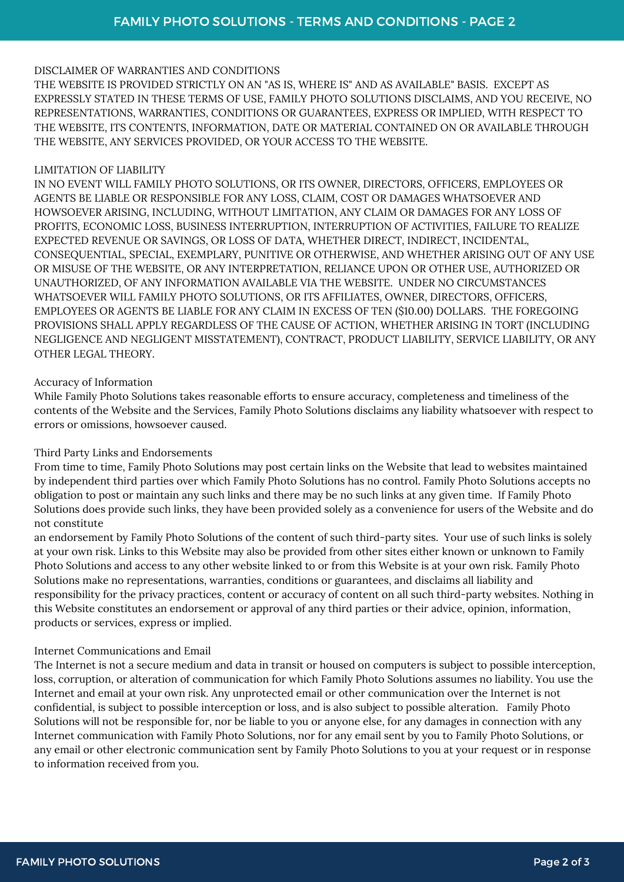## DISCLAIMER OF WARRANTIES AND CONDITIONS

THE WEBSITE IS PROVIDED STRICTLY ON AN "AS IS, WHERE IS" AND AS AVAILABLE" BASIS. EXCEPT AS EXPRESSLY STATED IN THESE TERMS OF USE, FAMILY PHOTO SOLUTIONS DISCLAIMS, AND YOU RECEIVE, NO REPRESENTATIONS, WARRANTIES, CONDITIONS OR GUARANTEES, EXPRESS OR IMPLIED, WITH RESPECT TO THE WEBSITE, ITS CONTENTS, INFORMATION, DATE OR MATERIAL CONTAINED ON OR AVAILABLE THROUGH THE WEBSITE, ANY SERVICES PROVIDED, OR YOUR ACCESS TO THE WEBSITE.

## LIMITATION OF LIABILITY

IN NO EVENT WILL FAMILY PHOTO SOLUTIONS, OR ITS OWNER, DIRECTORS, OFFICERS, EMPLOYEES OR AGENTS BE LIABLE OR RESPONSIBLE FOR ANY LOSS, CLAIM, COST OR DAMAGES WHATSOEVER AND HOWSOEVER ARISING, INCLUDING, WITHOUT LIMITATION, ANY CLAIM OR DAMAGES FOR ANY LOSS OF PROFITS, ECONOMIC LOSS, BUSINESS INTERRUPTION, INTERRUPTION OF ACTIVITIES, FAILURE TO REALIZE EXPECTED REVENUE OR SAVINGS, OR LOSS OF DATA, WHETHER DIRECT, INDIRECT, INCIDENTAL, CONSEQUENTIAL, SPECIAL, EXEMPLARY, PUNITIVE OR OTHERWISE, AND WHETHER ARISING OUT OF ANY USE OR MISUSE OF THE WEBSITE, OR ANY INTERPRETATION, RELIANCE UPON OR OTHER USE, AUTHORIZED OR UNAUTHORIZED, OF ANY INFORMATION AVAILABLE VIA THE WEBSITE. UNDER NO CIRCUMSTANCES WHATSOEVER WILL FAMILY PHOTO SOLUTIONS, OR ITS AFFILIATES, OWNER, DIRECTORS, OFFICERS, EMPLOYEES OR AGENTS BE LIABLE FOR ANY CLAIM IN EXCESS OF TEN ($10.00) DOLLARS. THE FOREGOING PROVISIONS SHALL APPLY REGARDLESS OF THE CAUSE OF ACTION, WHETHER ARISING IN TORT (INCLUDING NEGLIGENCE AND NEGLIGENT MISSTATEMENT), CONTRACT, PRODUCT LIABILITY, SERVICE LIABILITY, OR ANY OTHER LEGAL THEORY.

## Accuracy of Information

While Family Photo Solutions takes reasonable efforts to ensure accuracy, completeness and timeliness of the contents of the Website and the Services, Family Photo Solutions disclaims any liability whatsoever with respect to errors or omissions, howsoever caused.

## Third Party Links and Endorsements

From time to time, Family Photo Solutions may post certain links on the Website that lead to websites maintained by independent third parties over which Family Photo Solutions has no control. Family Photo Solutions accepts no obligation to post or maintain any such links and there may be no such links at any given time. If Family Photo Solutions does provide such links, they have been provided solely as a convenience for users of the Website and do not constitute an endorsement by Family Photo Solutions of the content of such third-party sites. Your use of such links is solely at your own risk. Links to this Website may also be provided from other sites either known or unknown to Family Photo Solutions and access to any other website linked to or from this Website is at your own risk. Family Photo Solutions make no representations, warranties, conditions or guarantees, and disclaims all liability and responsibility for the privacy practices, content or accuracy of content on all such third-party websites. Nothing in this Website constitutes an endorsement or approval of any third parties or their advice, opinion, information, products or services, express or implied.

## Internet Communications and Email

The Internet is not a secure medium and data in transit or housed on computers is subject to possible interception, loss, corruption, or alteration of communication for which Family Photo Solutions assumes no liability. You use the Internet and email at your own risk. Any unprotected email or other communication over the Internet is not confidential, is subject to possible interception or loss, and is also subject to possible alteration. Family Photo Solutions will not be responsible for, nor be liable to you or anyone else, for any damages in connection with any Internet communication with Family Photo Solutions, nor for any email sent by you to Family Photo Solutions, or any email or other electronic communication sent by Family Photo Solutions to you at your request or in response to information received from you.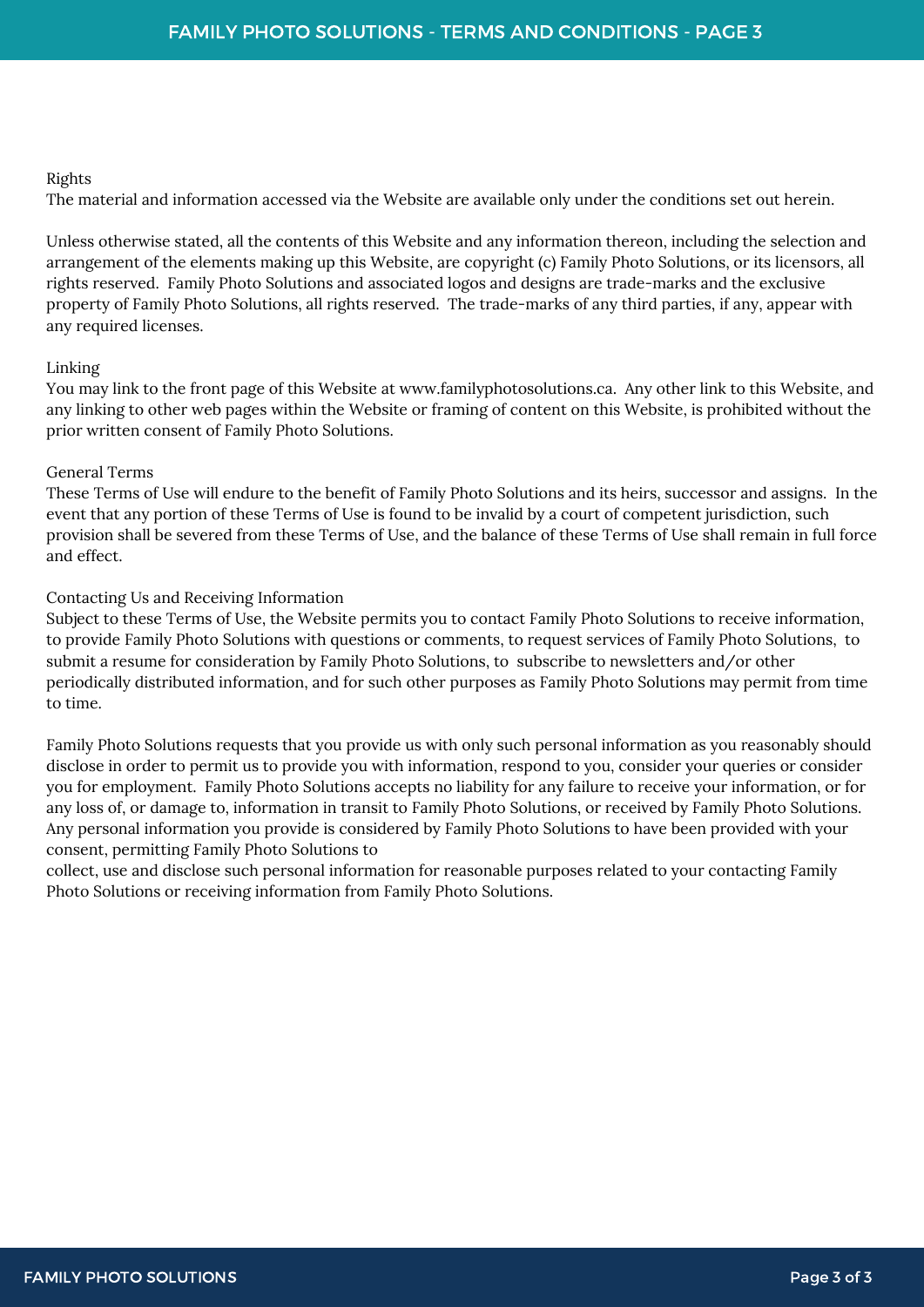## Rights

The material and information accessed via the Website are available only under the conditions set out herein.

Unless otherwise stated, all the contents of this Website and any information thereon, including the selection and arrangement of the elements making up this Website, are copyright (c) Family Photo Solutions, or its licensors, all rights reserved. Family Photo Solutions and associated logos and designs are trade-marks and the exclusive property of Family Photo Solutions, all rights reserved. The trade-marks of any third parties, if any, appear with any required licenses.

## Linking

You may link to the front page of this Website at www.familyphotosolutions.ca. Any other link to this Website, and any linking to other web pages within the Website or framing of content on this Website, is prohibited without the prior written consent of Family Photo Solutions.

## General Terms

These Terms of Use will endure to the benefit of Family Photo Solutions and its heirs, successor and assigns. In the event that any portion of these Terms of Use is found to be invalid by a court of competent jurisdiction, such provision shall be severed from these Terms of Use, and the balance of these Terms of Use shall remain in full force and effect.

## Contacting Us and Receiving Information

Subject to these Terms of Use, the Website permits you to contact Family Photo Solutions to receive information, to provide Family Photo Solutions with questions or comments, to request services of Family Photo Solutions, to submit a resume for consideration by Family Photo Solutions, to subscribe to newsletters and/or other periodically distributed information, and for such other purposes as Family Photo Solutions may permit from time to time.

Family Photo Solutions requests that you provide us with only such personal information as you reasonably should disclose in order to permit us to provide you with information, respond to you, consider your queries or consider you for employment. Family Photo Solutions accepts no liability for any failure to receive your information, or for any loss of, or damage to, information in transit to Family Photo Solutions, or received by Family Photo Solutions. Any personal information you provide is considered by Family Photo Solutions to have been provided with your consent, permitting Family Photo Solutions to collect, use and disclose such personal information for reasonable purposes related to your contacting Family Photo Solutions or receiving information from Family Photo Solutions.